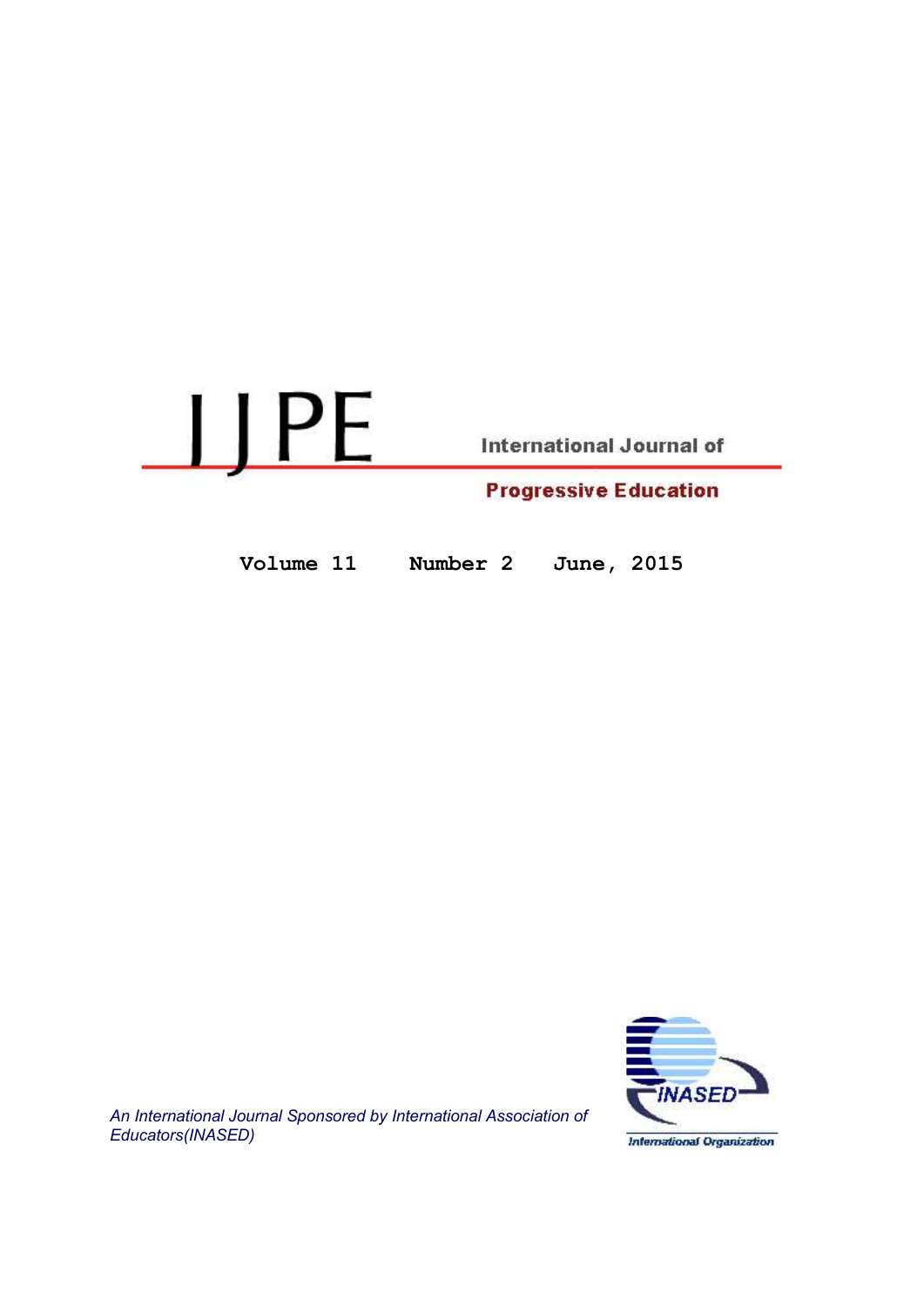# IJPE

International Journal of

**Progressive Education**

**Volume 11 Number 2 June, 2015**

*An International Journal Sponsored by International Association of Educators(INASED)*

INASED

International Organization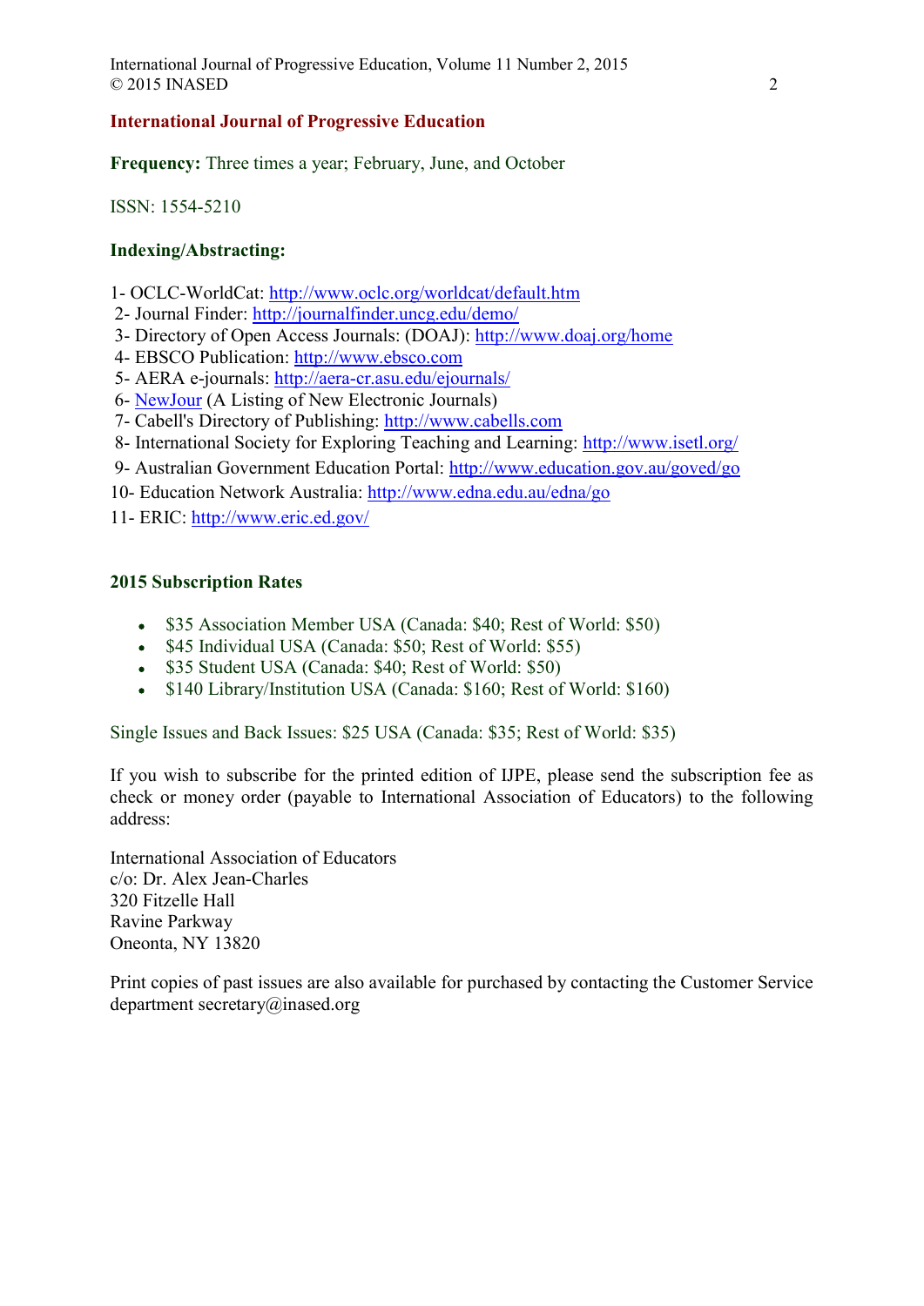## International Journal of Progressive Education

**Frequency:** Three times a year; February, June, and October

ISSN: 1554-5210

**Indexing/Abstracting:**

1- OCLC-WorldCat: http://www.oclc.org/worldcat/default.htm
2- Journal Finder: http://journalfinder.uncg.edu/demo/
3- Directory of Open Access Journals: (DOAJ): http://www.doaj.org/home
4- EBSCO Publication: http://www.ebsco.com
5- AERA e-journals: http://aera-cr.asu.edu/ejournals/
6- NewJour (A Listing of New Electronic Journals)
7- Cabell's Directory of Publishing: http://www.cabells.com
8- International Society for Exploring Teaching and Learning: http://www.isetl.org/
9- Australian Government Education Portal: http://www.education.gov.au/goved/go
10- Education Network Australia: http://www.edna.edu.au/edna/go
11- ERIC: http://www.eric.ed.gov/

**2015 Subscription Rates**

- $35 Association Member USA (Canada: $40; Rest of World: $50)
- $45 Individual USA (Canada: $50; Rest of World: $55)
- $35 Student USA (Canada: $40; Rest of World: $50)
- $140 Library/Institution USA (Canada: $160; Rest of World: $160)

Single Issues and Back Issues: $25 USA (Canada: $35; Rest of World: $35)

If you wish to subscribe for the printed edition of IJPE, please send the subscription fee as check or money order (payable to International Association of Educators) to the following address:

International Association of Educators
c/o: Dr. Alex Jean-Charles
320 Fitzelle Hall
Ravine Parkway
Oneonta, NY 13820

Print copies of past issues are also available for purchased by contacting the Customer Service department secretary@inased.org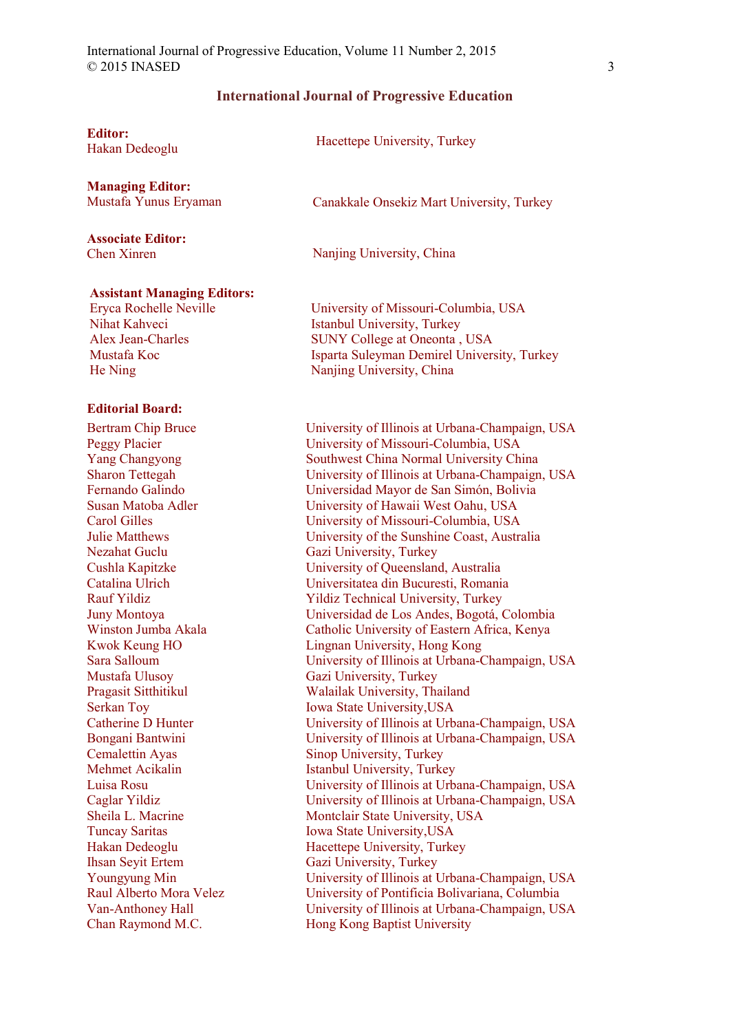# International Journal of Progressive Education

**Editor:**

Hakan Dedeoglu — Hacettepe University, Turkey

**Managing Editor:**

Mustafa Yunus Eryaman — Canakkale Onsekiz Mart University, Turkey

**Associate Editor:**

Chen Xinren — Nanjing University, China

**Assistant Managing Editors:**

| | |
|---|---|
| Eryca Rochelle Neville | University of Missouri-Columbia, USA |
| Nihat Kahveci | Istanbul University, Turkey |
| Alex Jean-Charles | SUNY College at Oneonta , USA |
| Mustafa Koc | Isparta Suleyman Demirel University, Turkey |
| He Ning | Nanjing University, China |

**Editorial Board:**

| | |
|---|---|
| Bertram Chip Bruce | University of Illinois at Urbana-Champaign, USA |
| Peggy Placier | University of Missouri-Columbia, USA |
| Yang Changyong | Southwest China Normal University China |
| Sharon Tettegah | University of Illinois at Urbana-Champaign, USA |
| Fernando Galindo | Universidad Mayor de San Simón, Bolivia |
| Susan Matoba Adler | University of Hawaii West Oahu, USA |
| Carol Gilles | University of Missouri-Columbia, USA |
| Julie Matthews | University of the Sunshine Coast, Australia |
| Nezahat Guclu | Gazi University, Turkey |
| Cushla Kapitzke | University of Queensland, Australia |
| Catalina Ulrich | Universitatea din Bucuresti, Romania |
| Rauf Yildiz | Yildiz Technical University, Turkey |
| Juny Montoya | Universidad de Los Andes, Bogotá, Colombia |
| Winston Jumba Akala | Catholic University of Eastern Africa, Kenya |
| Kwok Keung HO | Lingnan University, Hong Kong |
| Sara Salloum | University of Illinois at Urbana-Champaign, USA |
| Mustafa Ulusoy | Gazi University, Turkey |
| Pragasit Sitthitikul | Walailak University, Thailand |
| Serkan Toy | Iowa State University,USA |
| Catherine D Hunter | University of Illinois at Urbana-Champaign, USA |
| Bongani Bantwini | University of Illinois at Urbana-Champaign, USA |
| Cemalettin Ayas | Sinop University, Turkey |
| Mehmet Acikalin | Istanbul University, Turkey |
| Luisa Rosu | University of Illinois at Urbana-Champaign, USA |
| Caglar Yildiz | University of Illinois at Urbana-Champaign, USA |
| Sheila L. Macrine | Montclair State University, USA |
| Tuncay Saritas | Iowa State University,USA |
| Hakan Dedeoglu | Hacettepe University, Turkey |
| Ihsan Seyit Ertem | Gazi University, Turkey |
| Youngyung Min | University of Illinois at Urbana-Champaign, USA |
| Raul Alberto Mora Velez | University of Pontificia Bolivariana, Columbia |
| Van-Anthoney Hall | University of Illinois at Urbana-Champaign, USA |
| Chan Raymond M.C. | Hong Kong Baptist University |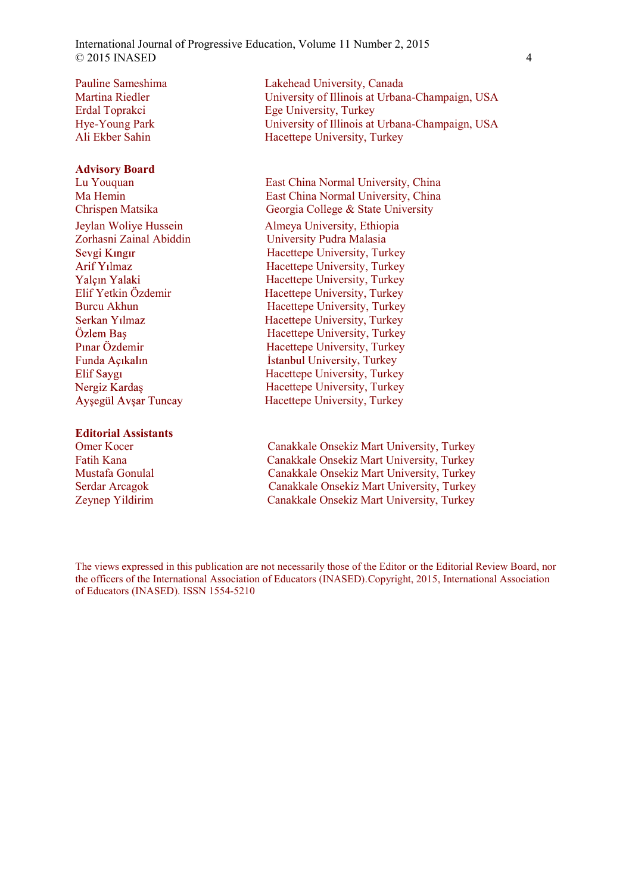| | |
|---|---|
| Pauline Sameshima | Lakehead University, Canada |
| Martina Riedler | University of Illinois at Urbana-Champaign, USA |
| Erdal Toprakci | Ege University, Turkey |
| Hye-Young Park | University of Illinois at Urbana-Champaign, USA |
| Ali Ekber Sahin | Hacettepe University, Turkey |

**Advisory Board**

| | |
|---|---|
| Lu Youquan | East China Normal University, China |
| Ma Hemin | East China Normal University, China |
| Chrispen Matsika | Georgia College & State University |
| Jeylan Woliye Hussein | Almeya University, Ethiopia |
| Zorhasni Zainal Abiddin | University Pudra Malasia |
| Sevgi Kıngır | Hacettepe University, Turkey |
| Arif Yılmaz | Hacettepe University, Turkey |
| Yalçın Yalaki | Hacettepe University, Turkey |
| Elif Yetkin Özdemir | Hacettepe University, Turkey |
| Burcu Akhun | Hacettepe University, Turkey |
| Serkan Yılmaz | Hacettepe University, Turkey |
| Özlem Baş | Hacettepe University, Turkey |
| Pınar Özdemir | Hacettepe University, Turkey |
| Funda Açıkalın | İstanbul University, Turkey |
| Elif Saygı | Hacettepe University, Turkey |
| Nergiz Kardaş | Hacettepe University, Turkey |
| Ayşegül Avşar Tuncay | Hacettepe University, Turkey |

**Editorial Assistants**

| | |
|---|---|
| Omer Kocer | Canakkale Onsekiz Mart University, Turkey |
| Fatih Kana | Canakkale Onsekiz Mart University, Turkey |
| Mustafa Gonulal | Canakkale Onsekiz Mart University, Turkey |
| Serdar Arcagok | Canakkale Onsekiz Mart University, Turkey |
| Zeynep Yildirim | Canakkale Onsekiz Mart University, Turkey |

The views expressed in this publication are not necessarily those of the Editor or the Editorial Review Board, nor the officers of the International Association of Educators (INASED).Copyright, 2015, International Association of Educators (INASED). ISSN 1554-5210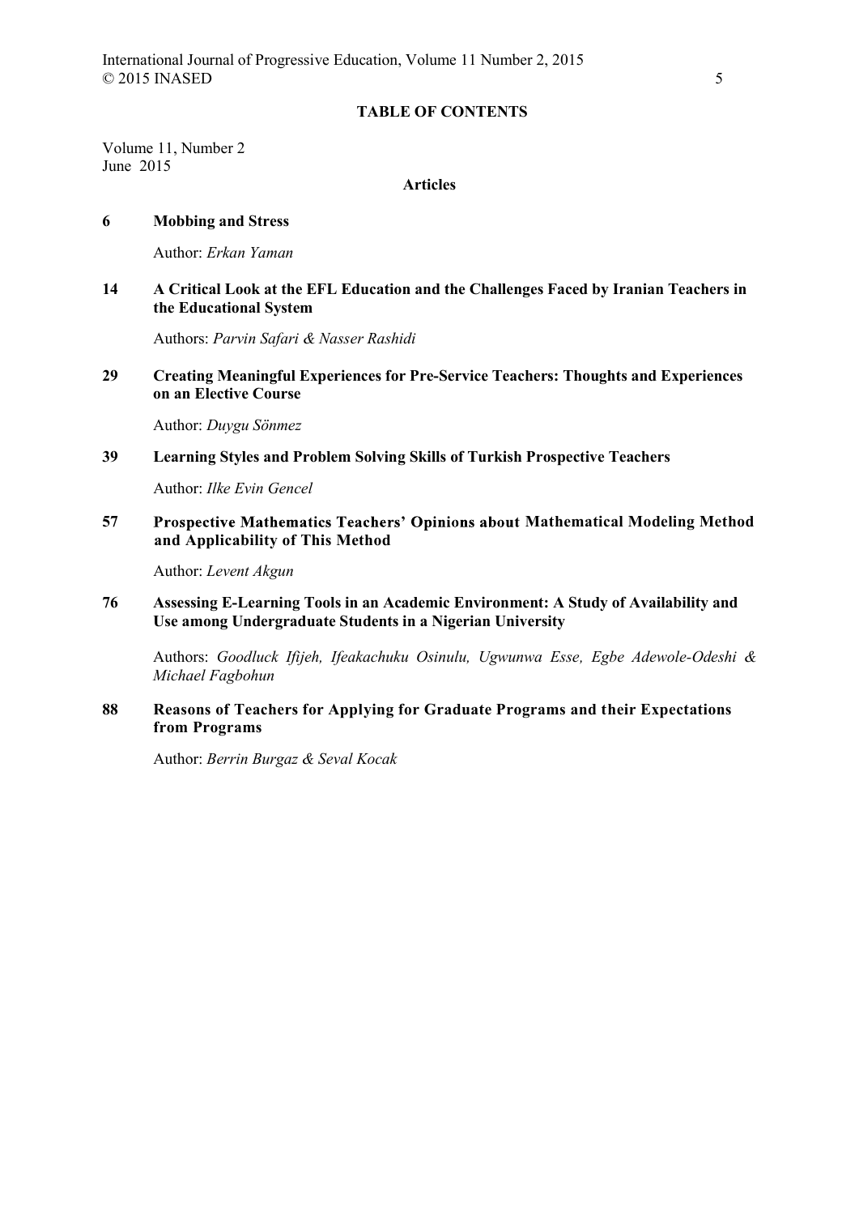# TABLE OF CONTENTS

Volume 11, Number 2
June 2015

## Articles

**6** **Mobbing and Stress**

Author: *Erkan Yaman*

**14** **A Critical Look at the EFL Education and the Challenges Faced by Iranian Teachers in the Educational System**

Authors: *Parvin Safari & Nasser Rashidi*

**29** **Creating Meaningful Experiences for Pre-Service Teachers: Thoughts and Experiences on an Elective Course**

Author: *Duygu Sönmez*

**39** **Learning Styles and Problem Solving Skills of Turkish Prospective Teachers**

Author: *Ilke Evin Gencel*

**57** **Prospective Mathematics Teachers' Opinions about Mathematical Modeling Method and Applicability of This Method**

Author: *Levent Akgun*

**76** **Assessing E-Learning Tools in an Academic Environment: A Study of Availability and Use among Undergraduate Students in a Nigerian University**

Authors: *Goodluck Ifijeh, Ifeakachuku Osinulu, Ugwunwa Esse, Egbe Adewole-Odeshi & Michael Fagbohun*

**88** **Reasons of Teachers for Applying for Graduate Programs and their Expectations from Programs**

Author: *Berrin Burgaz & Seval Kocak*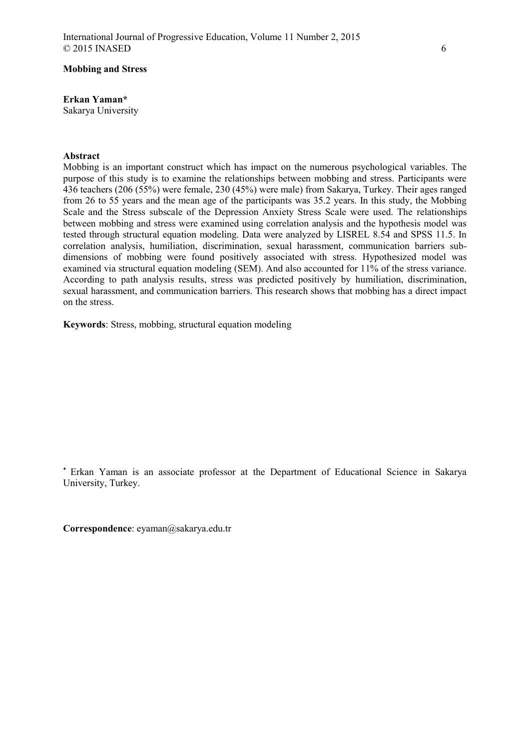**Mobbing and Stress**

**Erkan Yaman***
Sakarya University

**Abstract**

Mobbing is an important construct which has impact on the numerous psychological variables. The purpose of this study is to examine the relationships between mobbing and stress. Participants were 436 teachers (206 (55%) were female, 230 (45%) were male) from Sakarya, Turkey. Their ages ranged from 26 to 55 years and the mean age of the participants was 35.2 years. In this study, the Mobbing Scale and the Stress subscale of the Depression Anxiety Stress Scale were used. The relationships between mobbing and stress were examined using correlation analysis and the hypothesis model was tested through structural equation modeling. Data were analyzed by LISREL 8.54 and SPSS 11.5. In correlation analysis, humiliation, discrimination, sexual harassment, communication barriers sub-dimensions of mobbing were found positively associated with stress. Hypothesized model was examined via structural equation modeling (SEM). And also accounted for 11% of the stress variance. According to path analysis results, stress was predicted positively by humiliation, discrimination, sexual harassment, and communication barriers. This research shows that mobbing has a direct impact on the stress.

**Keywords**: Stress, mobbing, structural equation modeling

* Erkan Yaman is an associate professor at the Department of Educational Science in Sakarya University, Turkey.

**Correspondence**: eyaman@sakarya.edu.tr